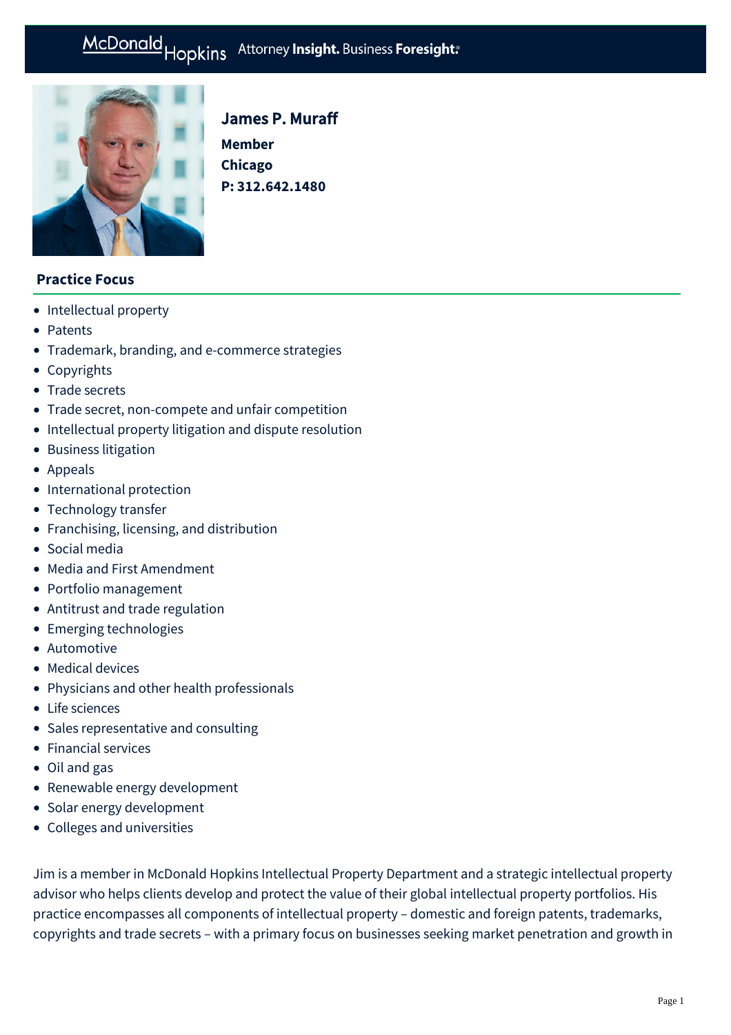# James P. Muraff

**Member**
**Chicago**
**P: 312.642.1480**

## Practice Focus

- Intellectual property
- Patents
- Trademark, branding, and e-commerce strategies
- Copyrights
- Trade secrets
- Trade secret, non-compete and unfair competition
- Intellectual property litigation and dispute resolution
- Business litigation
- Appeals
- International protection
- Technology transfer
- Franchising, licensing, and distribution
- Social media
- Media and First Amendment
- Portfolio management
- Antitrust and trade regulation
- Emerging technologies
- Automotive
- Medical devices
- Physicians and other health professionals
- Life sciences
- Sales representative and consulting
- Financial services
- Oil and gas
- Renewable energy development
- Solar energy development
- Colleges and universities

Jim is a member in McDonald Hopkins Intellectual Property Department and a strategic intellectual property advisor who helps clients develop and protect the value of their global intellectual property portfolios. His practice encompasses all components of intellectual property – domestic and foreign patents, trademarks, copyrights and trade secrets – with a primary focus on businesses seeking market penetration and growth in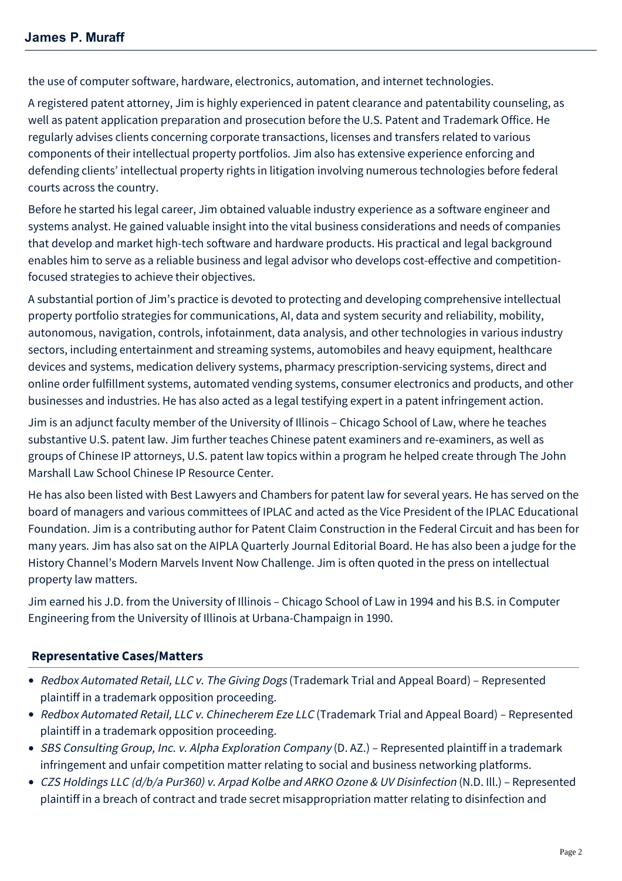the use of computer software, hardware, electronics, automation, and internet technologies.

A registered patent attorney, Jim is highly experienced in patent clearance and patentability counseling, as well as patent application preparation and prosecution before the U.S. Patent and Trademark Office. He regularly advises clients concerning corporate transactions, licenses and transfers related to various components of their intellectual property portfolios. Jim also has extensive experience enforcing and defending clients' intellectual property rights in litigation involving numerous technologies before federal courts across the country.

Before he started his legal career, Jim obtained valuable industry experience as a software engineer and systems analyst. He gained valuable insight into the vital business considerations and needs of companies that develop and market high-tech software and hardware products. His practical and legal background enables him to serve as a reliable business and legal advisor who develops cost-effective and competition-focused strategies to achieve their objectives.

A substantial portion of Jim's practice is devoted to protecting and developing comprehensive intellectual property portfolio strategies for communications, AI, data and system security and reliability, mobility, autonomous, navigation, controls, infotainment, data analysis, and other technologies in various industry sectors, including entertainment and streaming systems, automobiles and heavy equipment, healthcare devices and systems, medication delivery systems, pharmacy prescription-servicing systems, direct and online order fulfillment systems, automated vending systems, consumer electronics and products, and other businesses and industries. He has also acted as a legal testifying expert in a patent infringement action.

Jim is an adjunct faculty member of the University of Illinois – Chicago School of Law, where he teaches substantive U.S. patent law. Jim further teaches Chinese patent examiners and re-examiners, as well as groups of Chinese IP attorneys, U.S. patent law topics within a program he helped create through The John Marshall Law School Chinese IP Resource Center.

He has also been listed with Best Lawyers and Chambers for patent law for several years. He has served on the board of managers and various committees of IPLAC and acted as the Vice President of the IPLAC Educational Foundation. Jim is a contributing author for Patent Claim Construction in the Federal Circuit and has been for many years. Jim has also sat on the AIPLA Quarterly Journal Editorial Board. He has also been a judge for the History Channel's Modern Marvels Invent Now Challenge. Jim is often quoted in the press on intellectual property law matters.

Jim earned his J.D. from the University of Illinois – Chicago School of Law in 1994 and his B.S. in Computer Engineering from the University of Illinois at Urbana-Champaign in 1990.

## Representative Cases/Matters

- *Redbox Automated Retail, LLC v. The Giving Dogs* (Trademark Trial and Appeal Board) – Represented plaintiff in a trademark opposition proceeding.
- *Redbox Automated Retail, LLC v. Chinecherem Eze LLC* (Trademark Trial and Appeal Board) – Represented plaintiff in a trademark opposition proceeding.
- *SBS Consulting Group, Inc. v. Alpha Exploration Company* (D. AZ.) – Represented plaintiff in a trademark infringement and unfair competition matter relating to social and business networking platforms.
- *CZS Holdings LLC (d/b/a Pur360) v. Arpad Kolbe and ARKO Ozone & UV Disinfection* (N.D. Ill.) – Represented plaintiff in a breach of contract and trade secret misappropriation matter relating to disinfection and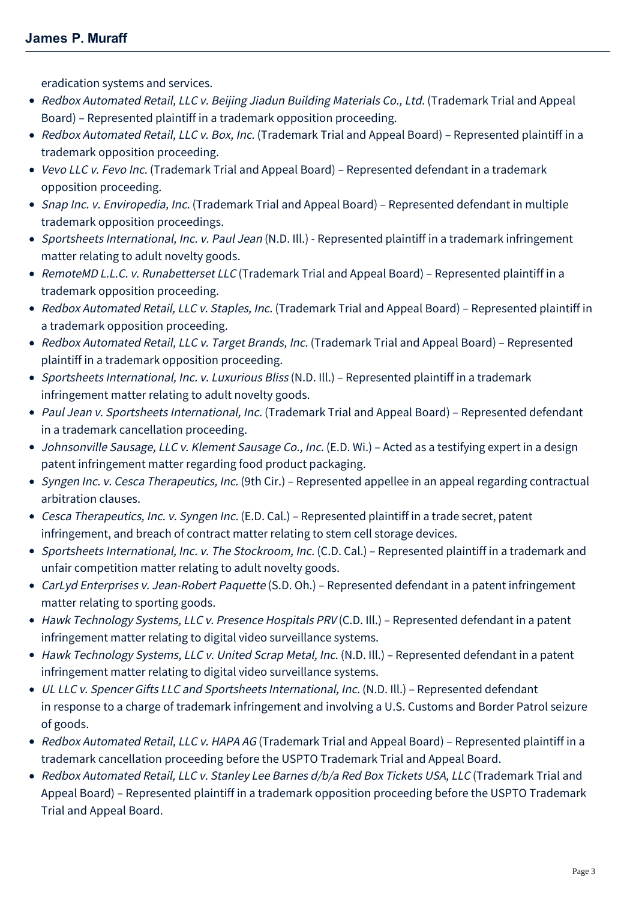eradication systems and services.

- *Redbox Automated Retail, LLC v. Beijing Jiadun Building Materials Co., Ltd.* (Trademark Trial and Appeal Board) – Represented plaintiff in a trademark opposition proceeding.
- *Redbox Automated Retail, LLC v. Box, Inc.* (Trademark Trial and Appeal Board) – Represented plaintiff in a trademark opposition proceeding.
- *Vevo LLC v. Fevo Inc.* (Trademark Trial and Appeal Board) – Represented defendant in a trademark opposition proceeding.
- *Snap Inc. v. Enviropedia, Inc.* (Trademark Trial and Appeal Board) – Represented defendant in multiple trademark opposition proceedings.
- *Sportsheets International, Inc. v. Paul Jean* (N.D. Ill.) - Represented plaintiff in a trademark infringement matter relating to adult novelty goods.
- *RemoteMD L.L.C. v. Runabetterset LLC* (Trademark Trial and Appeal Board) – Represented plaintiff in a trademark opposition proceeding.
- *Redbox Automated Retail, LLC v. Staples, Inc.* (Trademark Trial and Appeal Board) – Represented plaintiff in a trademark opposition proceeding.
- *Redbox Automated Retail, LLC v. Target Brands, Inc.* (Trademark Trial and Appeal Board) – Represented plaintiff in a trademark opposition proceeding.
- *Sportsheets International, Inc. v. Luxurious Bliss* (N.D. Ill.) – Represented plaintiff in a trademark infringement matter relating to adult novelty goods.
- *Paul Jean v. Sportsheets International, Inc.* (Trademark Trial and Appeal Board) – Represented defendant in a trademark cancellation proceeding.
- *Johnsonville Sausage, LLC v. Klement Sausage Co., Inc.* (E.D. Wi.) – Acted as a testifying expert in a design patent infringement matter regarding food product packaging.
- *Syngen Inc. v. Cesca Therapeutics, Inc.* (9th Cir.) – Represented appellee in an appeal regarding contractual arbitration clauses.
- *Cesca Therapeutics, Inc. v. Syngen Inc.* (E.D. Cal.) – Represented plaintiff in a trade secret, patent infringement, and breach of contract matter relating to stem cell storage devices.
- *Sportsheets International, Inc. v. The Stockroom, Inc.* (C.D. Cal.) – Represented plaintiff in a trademark and unfair competition matter relating to adult novelty goods.
- *CarLyd Enterprises v. Jean-Robert Paquette* (S.D. Oh.) – Represented defendant in a patent infringement matter relating to sporting goods.
- *Hawk Technology Systems, LLC v. Presence Hospitals PRV* (C.D. Ill.) – Represented defendant in a patent infringement matter relating to digital video surveillance systems.
- *Hawk Technology Systems, LLC v. United Scrap Metal, Inc.* (N.D. Ill.) – Represented defendant in a patent infringement matter relating to digital video surveillance systems.
- *UL LLC v. Spencer Gifts LLC and Sportsheets International, Inc.* (N.D. Ill.) – Represented defendant in response to a charge of trademark infringement and involving a U.S. Customs and Border Patrol seizure of goods.
- *Redbox Automated Retail, LLC v. HAPA AG* (Trademark Trial and Appeal Board) – Represented plaintiff in a trademark cancellation proceeding before the USPTO Trademark Trial and Appeal Board.
- *Redbox Automated Retail, LLC v. Stanley Lee Barnes d/b/a Red Box Tickets USA, LLC* (Trademark Trial and Appeal Board) – Represented plaintiff in a trademark opposition proceeding before the USPTO Trademark Trial and Appeal Board.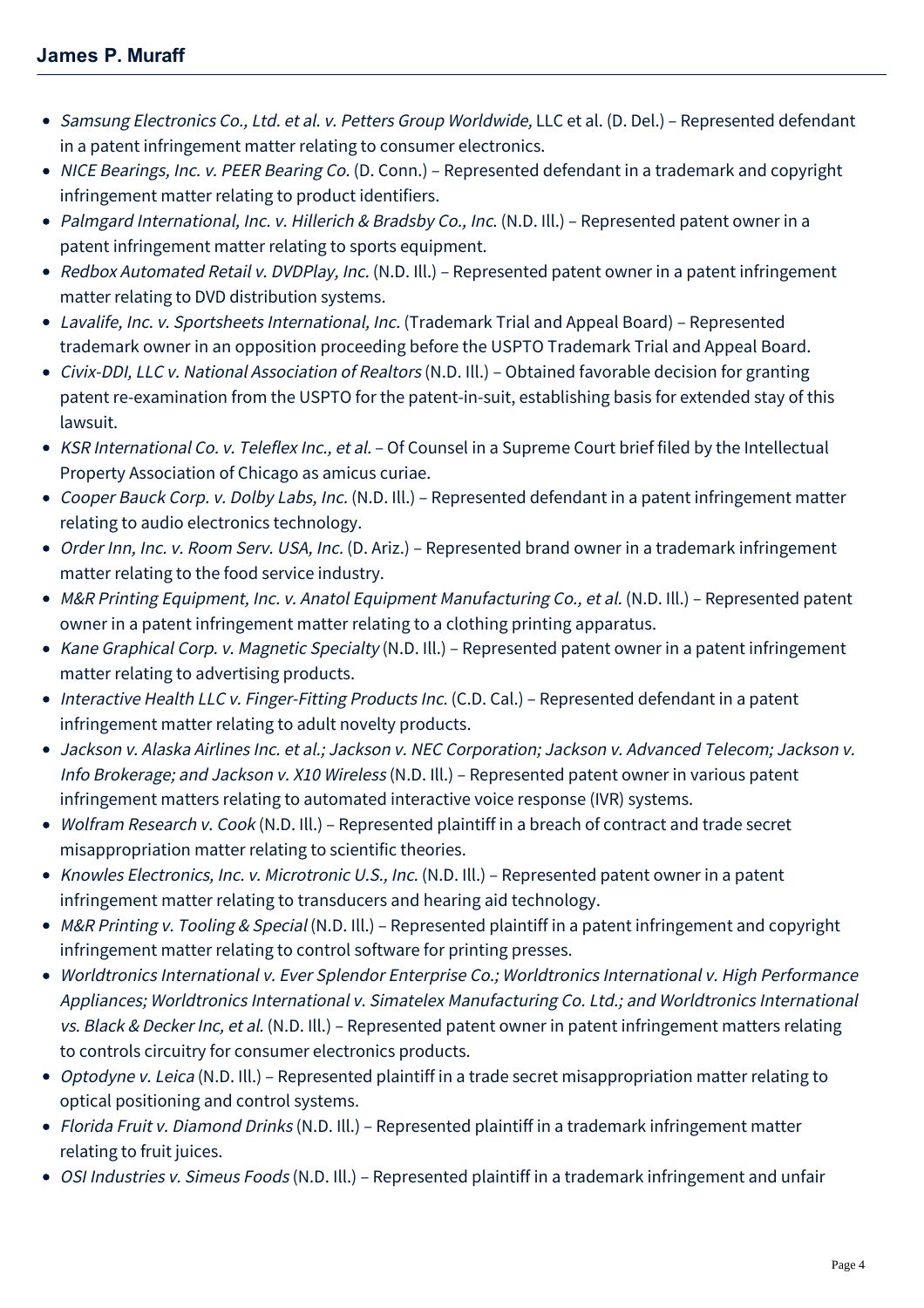- *Samsung Electronics Co., Ltd. et al. v. Petters Group Worldwide,* LLC et al. (D. Del.) – Represented defendant in a patent infringement matter relating to consumer electronics.
- *NICE Bearings, Inc. v. PEER Bearing Co.* (D. Conn.) – Represented defendant in a trademark and copyright infringement matter relating to product identifiers.
- *Palmgard International, Inc. v. Hillerich & Bradsby Co., Inc.* (N.D. Ill.) – Represented patent owner in a patent infringement matter relating to sports equipment.
- *Redbox Automated Retail v. DVDPlay, Inc.* (N.D. Ill.) – Represented patent owner in a patent infringement matter relating to DVD distribution systems.
- *Lavalife, Inc. v. Sportsheets International, Inc.* (Trademark Trial and Appeal Board) – Represented trademark owner in an opposition proceeding before the USPTO Trademark Trial and Appeal Board.
- *Civix-DDI, LLC v. National Association of Realtors* (N.D. Ill.) – Obtained favorable decision for granting patent re-examination from the USPTO for the patent-in-suit, establishing basis for extended stay of this lawsuit.
- *KSR International Co. v. Teleflex Inc., et al.* – Of Counsel in a Supreme Court brief filed by the Intellectual Property Association of Chicago as amicus curiae.
- *Cooper Bauck Corp. v. Dolby Labs, Inc.* (N.D. Ill.) – Represented defendant in a patent infringement matter relating to audio electronics technology.
- *Order Inn, Inc. v. Room Serv. USA, Inc.* (D. Ariz.) – Represented brand owner in a trademark infringement matter relating to the food service industry.
- *M&R Printing Equipment, Inc. v. Anatol Equipment Manufacturing Co., et al.* (N.D. Ill.) – Represented patent owner in a patent infringement matter relating to a clothing printing apparatus.
- *Kane Graphical Corp. v. Magnetic Specialty* (N.D. Ill.) – Represented patent owner in a patent infringement matter relating to advertising products.
- *Interactive Health LLC v. Finger-Fitting Products Inc.* (C.D. Cal.) – Represented defendant in a patent infringement matter relating to adult novelty products.
- *Jackson v. Alaska Airlines Inc. et al.; Jackson v. NEC Corporation; Jackson v. Advanced Telecom; Jackson v. Info Brokerage; and Jackson v. X10 Wireless* (N.D. Ill.) – Represented patent owner in various patent infringement matters relating to automated interactive voice response (IVR) systems.
- *Wolfram Research v. Cook* (N.D. Ill.) – Represented plaintiff in a breach of contract and trade secret misappropriation matter relating to scientific theories.
- *Knowles Electronics, Inc. v. Microtronic U.S., Inc.* (N.D. Ill.) – Represented patent owner in a patent infringement matter relating to transducers and hearing aid technology.
- *M&R Printing v. Tooling & Special* (N.D. Ill.) – Represented plaintiff in a patent infringement and copyright infringement matter relating to control software for printing presses.
- *Worldtronics International v. Ever Splendor Enterprise Co.; Worldtronics International v. High Performance Appliances; Worldtronics International v. Simatelex Manufacturing Co. Ltd.; and Worldtronics International vs. Black & Decker Inc, et al.* (N.D. Ill.) – Represented patent owner in patent infringement matters relating to controls circuitry for consumer electronics products.
- *Optodyne v. Leica* (N.D. Ill.) – Represented plaintiff in a trade secret misappropriation matter relating to optical positioning and control systems.
- *Florida Fruit v. Diamond Drinks* (N.D. Ill.) – Represented plaintiff in a trademark infringement matter relating to fruit juices.
- *OSI Industries v. Simeus Foods* (N.D. Ill.) – Represented plaintiff in a trademark infringement and unfair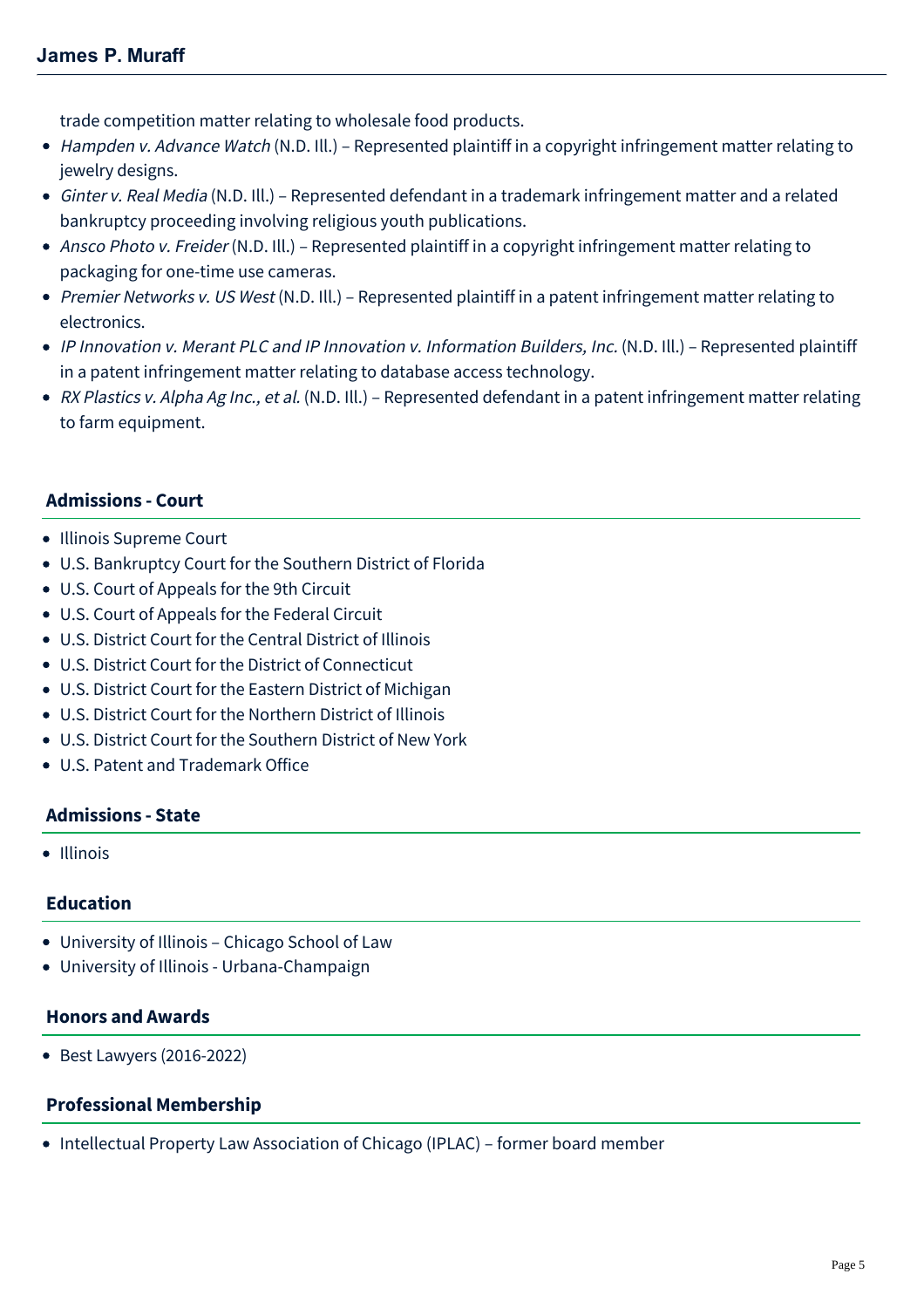trade competition matter relating to wholesale food products.

- *Hampden v. Advance Watch* (N.D. Ill.) – Represented plaintiff in a copyright infringement matter relating to jewelry designs.
- *Ginter v. Real Media* (N.D. Ill.) – Represented defendant in a trademark infringement matter and a related bankruptcy proceeding involving religious youth publications.
- *Ansco Photo v. Freider* (N.D. Ill.) – Represented plaintiff in a copyright infringement matter relating to packaging for one-time use cameras.
- *Premier Networks v. US West* (N.D. Ill.) – Represented plaintiff in a patent infringement matter relating to electronics.
- *IP Innovation v. Merant PLC and IP Innovation v. Information Builders, Inc.* (N.D. Ill.) – Represented plaintiff in a patent infringement matter relating to database access technology.
- *RX Plastics v. Alpha Ag Inc., et al.* (N.D. Ill.) – Represented defendant in a patent infringement matter relating to farm equipment.

## Admissions - Court

- Illinois Supreme Court
- U.S. Bankruptcy Court for the Southern District of Florida
- U.S. Court of Appeals for the 9th Circuit
- U.S. Court of Appeals for the Federal Circuit
- U.S. District Court for the Central District of Illinois
- U.S. District Court for the District of Connecticut
- U.S. District Court for the Eastern District of Michigan
- U.S. District Court for the Northern District of Illinois
- U.S. District Court for the Southern District of New York
- U.S. Patent and Trademark Office

## Admissions - State

- Illinois

## Education

- University of Illinois – Chicago School of Law
- University of Illinois - Urbana-Champaign

## Honors and Awards

- Best Lawyers (2016-2022)

## Professional Membership

- Intellectual Property Law Association of Chicago (IPLAC) – former board member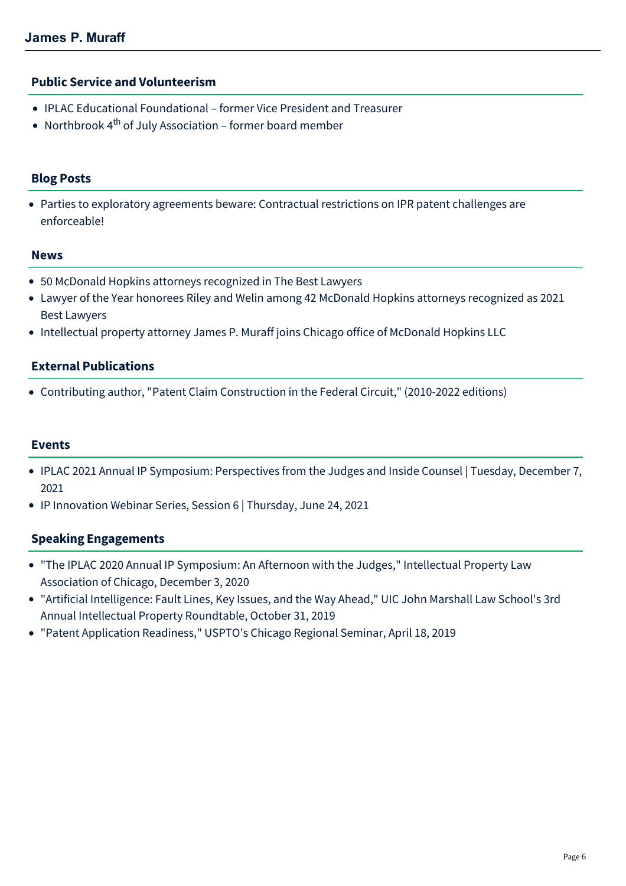## Public Service and Volunteerism

- IPLAC Educational Foundational – former Vice President and Treasurer
- Northbrook 4th of July Association – former board member

## Blog Posts

- Parties to exploratory agreements beware: Contractual restrictions on IPR patent challenges are enforceable!

## News

- 50 McDonald Hopkins attorneys recognized in The Best Lawyers
- Lawyer of the Year honorees Riley and Welin among 42 McDonald Hopkins attorneys recognized as 2021 Best Lawyers
- Intellectual property attorney James P. Muraff joins Chicago office of McDonald Hopkins LLC

## External Publications

- Contributing author, "Patent Claim Construction in the Federal Circuit," (2010-2022 editions)

## Events

- IPLAC 2021 Annual IP Symposium: Perspectives from the Judges and Inside Counsel | Tuesday, December 7, 2021
- IP Innovation Webinar Series, Session 6 | Thursday, June 24, 2021

## Speaking Engagements

- "The IPLAC 2020 Annual IP Symposium: An Afternoon with the Judges," Intellectual Property Law Association of Chicago, December 3, 2020
- "Artificial Intelligence: Fault Lines, Key Issues, and the Way Ahead," UIC John Marshall Law School's 3rd Annual Intellectual Property Roundtable, October 31, 2019
- "Patent Application Readiness," USPTO's Chicago Regional Seminar, April 18, 2019